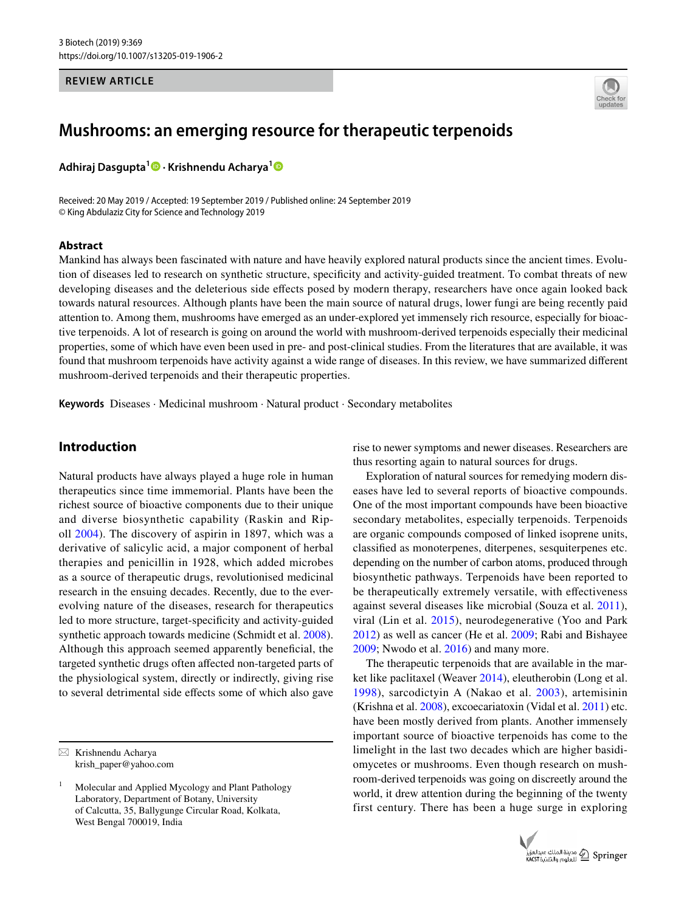REVIEW ARTICLE

# Mushrooms: an emerging resource for therapeutic terpenoids

**Adhiraj Dasgupta[1] · Krishnendu Acharya[1]**

Received: 20 May 2019 / Accepted: 19 September 2019 / Published online: 24 September 2019
© King Abdulaziz City for Science and Technology 2019

## Abstract

Mankind has always been fascinated with nature and have heavily explored natural products since the ancient times. Evolution of diseases led to research on synthetic structure, specificity and activity-guided treatment. To combat threats of new developing diseases and the deleterious side effects posed by modern therapy, researchers have once again looked back towards natural resources. Although plants have been the main source of natural drugs, lower fungi are being recently paid attention to. Among them, mushrooms have emerged as an under-explored yet immensely rich resource, especially for bioactive terpenoids. A lot of research is going on around the world with mushroom-derived terpenoids especially their medicinal properties, some of which have even been used in pre- and post-clinical studies. From the literatures that are available, it was found that mushroom terpenoids have activity against a wide range of diseases. In this review, we have summarized different mushroom-derived terpenoids and their therapeutic properties.

**Keywords** Diseases · Medicinal mushroom · Natural product · Secondary metabolites

## Introduction

Natural products have always played a huge role in human therapeutics since time immemorial. Plants have been the richest source of bioactive components due to their unique and diverse biosynthetic capability (Raskin and Ripoll 2004). The discovery of aspirin in 1897, which was a derivative of salicylic acid, a major component of herbal therapies and penicillin in 1928, which added microbes as a source of therapeutic drugs, revolutionised medicinal research in the ensuing decades. Recently, due to the ever-evolving nature of the diseases, research for therapeutics led to more structure, target-specificity and activity-guided synthetic approach towards medicine (Schmidt et al. 2008). Although this approach seemed apparently beneficial, the targeted synthetic drugs often affected non-targeted parts of the physiological system, directly or indirectly, giving rise to several detrimental side effects some of which also gave rise to newer symptoms and newer diseases. Researchers are thus resorting again to natural sources for drugs.

Exploration of natural sources for remedying modern diseases have led to several reports of bioactive compounds. One of the most important compounds have been bioactive secondary metabolites, especially terpenoids. Terpenoids are organic compounds composed of linked isoprene units, classified as monoterpenes, diterpenes, sesquiterpenes etc. depending on the number of carbon atoms, produced through biosynthetic pathways. Terpenoids have been reported to be therapeutically extremely versatile, with effectiveness against several diseases like microbial (Souza et al. 2011), viral (Lin et al. 2015), neurodegenerative (Yoo and Park 2012) as well as cancer (He et al. 2009; Rabi and Bishayee 2009; Nwodo et al. 2016) and many more.

The therapeutic terpenoids that are available in the market like paclitaxel (Weaver 2014), eleutherobin (Long et al. 1998), sarcodictyin A (Nakao et al. 2003), artemisinin (Krishna et al. 2008), excoecariatoxin (Vidal et al. 2011) etc. have been mostly derived from plants. Another immensely important source of bioactive terpenoids has come to the limelight in the last two decades which are higher basidiomycetes or mushrooms. Even though research on mushroom-derived terpenoids was going on discreetly around the world, it drew attention during the beginning of the twenty first century. There has been a huge surge in exploring

✉ Krishnendu Acharya
krish_paper@yahoo.com

[1] Molecular and Applied Mycology and Plant Pathology Laboratory, Department of Botany, University of Calcutta, 35, Ballygunge Circular Road, Kolkata, West Bengal 700019, India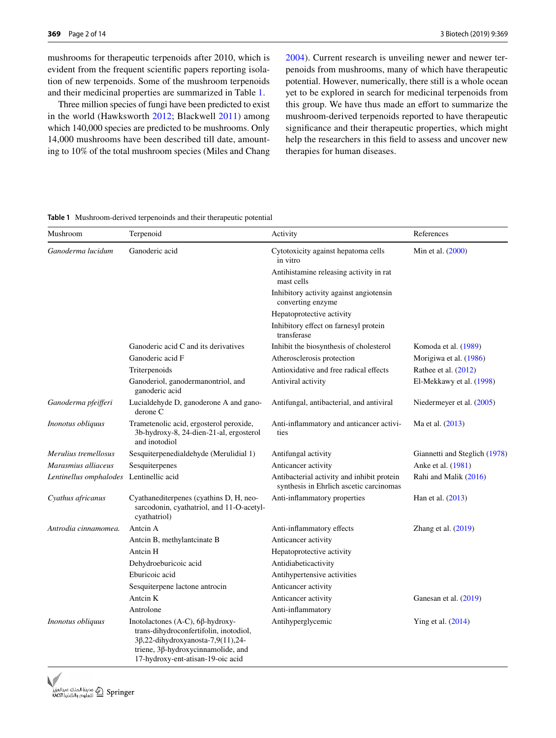mushrooms for therapeutic terpenoids after 2010, which is evident from the frequent scientific papers reporting isolation of new terpenoids. Some of the mushroom terpenoids and their medicinal properties are summarized in Table 1.

Three million species of fungi have been predicted to exist in the world (Hawksworth 2012; Blackwell 2011) among which 140,000 species are predicted to be mushrooms. Only 14,000 mushrooms have been described till date, amounting to 10% of the total mushroom species (Miles and Chang 2004). Current research is unveiling newer and newer terpenoids from mushrooms, many of which have therapeutic potential. However, numerically, there still is a whole ocean yet to be explored in search for medicinal terpenoids from this group. We have thus made an effort to summarize the mushroom-derived terpenoids reported to have therapeutic significance and their therapeutic properties, which might help the researchers in this field to assess and uncover new therapies for human diseases.

**Table 1** Mushroom-derived terpenoinds and their therapeutic potential

| Mushroom | Terpenoid | Activity | References |
|---|---|---|---|
| *Ganoderma lucidum* | Ganoderic acid | Cytotoxicity against hepatoma cells in vitro | Min et al. (2000) |
| | | Antihistamine releasing activity in rat mast cells | |
| | | Inhibitory activity against angiotensin converting enzyme | |
| | | Hepatoprotective activity | |
| | | Inhibitory effect on farnesyl protein transferase | |
| | Ganoderic acid C and its derivatives | Inhibit the biosynthesis of cholesterol | Komoda et al. (1989) |
| | Ganoderic acid F | Atherosclerosis protection | Morigiwa et al. (1986) |
| | Triterpenoids | Antioxidative and free radical effects | Rathee et al. (2012) |
| | Ganoderiol, ganodermanontriol, and ganoderic acid | Antiviral activity | El-Mekkawy et al. (1998) |
| *Ganoderma pfeifferi* | Lucialdehyde D, ganoderone A and ganoderone C | Antifungal, antibacterial, and antiviral | Niedermeyer et al. (2005) |
| *Inonotus obliquus* | Trametenolic acid, ergosterol peroxide, 3b-hydroxy-8, 24-dien-21-al, ergosterol and inotodiol | Anti-inflammatory and anticancer activities | Ma et al. (2013) |
| *Merulius tremellosus* | Sesquiterpenedialdehyde (Merulidial 1) | Antifungal activity | Giannetti and Steglich (1978) |
| *Marasmius alliaceus* | Sesquiterpenes | Anticancer activity | Anke et al. (1981) |
| *Lentinellus omphalodes* | Lentinellic acid | Antibacterial activity and inhibit protein synthesis in Ehrlich ascetic carcinomas | Rahi and Malik (2016) |
| *Cyathus africanus* | Cyathanediterpenes (cyathins D, H, neosarcodonin, cyathatriol, and 11-O-acetylcyathatriol) | Anti-inflammatory properties | Han et al. (2013) |
| *Antrodia cinnamomea.* | Antcin A | Anti-inflammatory effects | Zhang et al. (2019) |
| | Antcin B, methylantcinate B | Anticancer activity | |
| | Antcin H | Hepatoprotective activity | |
| | Dehydroeburicoic acid | Antidiabeticactivity | |
| | Eburicoic acid | Antihypertensive activities | |
| | Sesquiterpene lactone antrocin | Anticancer activity | |
| | Antcin K | Anticancer activity | Ganesan et al. (2019) |
| | Antrolone | Anti-inflammatory | |
| *Inonotus obliquus* | Inotolactones (A-C), 6β-hydroxy-trans-dihydroconfertifolin, inotodiol, 3β,22-dihydroxyanosta-7,9(11),24-triene, 3β-hydroxycinnamolide, and 17-hydroxy-ent-atisan-19-oic acid | Antihyperglycemic | Ying et al. (2014) |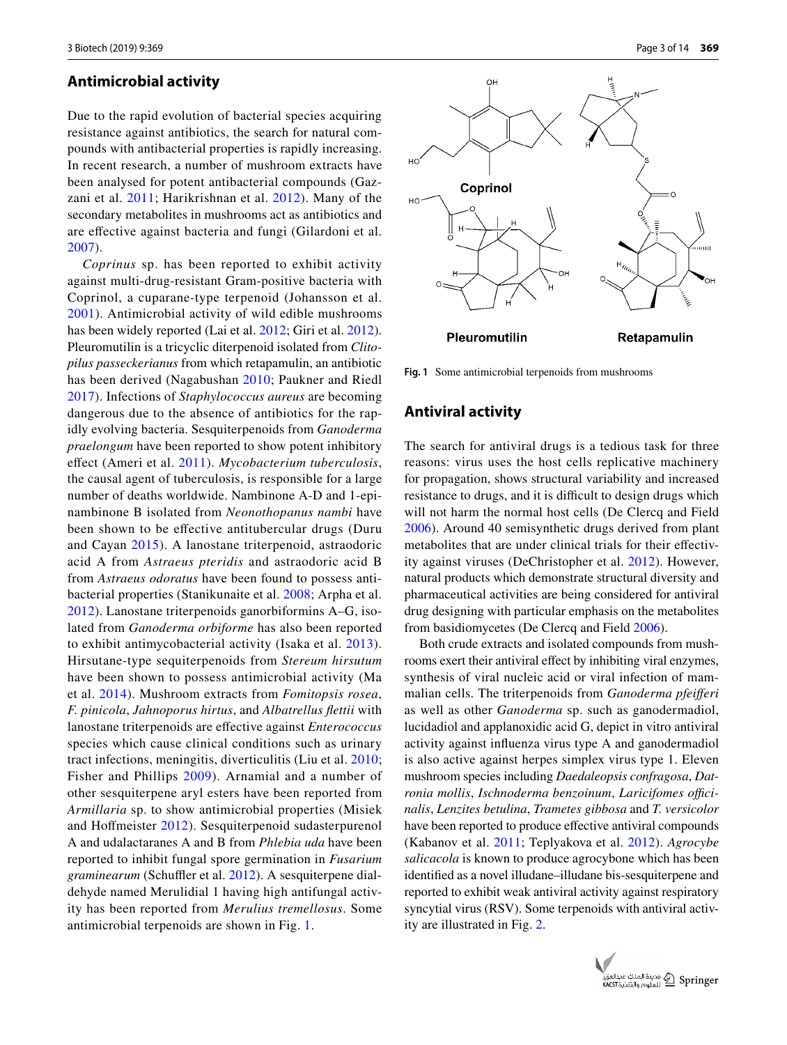## Antimicrobial activity

Due to the rapid evolution of bacterial species acquiring resistance against antibiotics, the search for natural compounds with antibacterial properties is rapidly increasing. In recent research, a number of mushroom extracts have been analysed for potent antibacterial compounds (Gazzani et al. 2011; Harikrishnan et al. 2012). Many of the secondary metabolites in mushrooms act as antibiotics and are effective against bacteria and fungi (Gilardoni et al. 2007).

*Coprinus* sp. has been reported to exhibit activity against multi-drug-resistant Gram-positive bacteria with Coprinol, a cuparane-type terpenoid (Johansson et al. 2001). Antimicrobial activity of wild edible mushrooms has been widely reported (Lai et al. 2012; Giri et al. 2012). Pleuromutilin is a tricyclic diterpenoid isolated from *Clitopilus passeckerianus* from which retapamulin, an antibiotic has been derived (Nagabushan 2010; Paukner and Riedl 2017). Infections of *Staphylococcus aureus* are becoming dangerous due to the absence of antibiotics for the rapidly evolving bacteria. Sesquiterpenoids from *Ganoderma praelongum* have been reported to show potent inhibitory effect (Ameri et al. 2011). *Mycobacterium tuberculosis*, the causal agent of tuberculosis, is responsible for a large number of deaths worldwide. Nambinone A-D and 1-epinambinone B isolated from *Neonothopanus nambi* have been shown to be effective antitubercular drugs (Duru and Cayan 2015). A lanostane triterpenoid, astraodoric acid A from *Astraeus pteridis* and astraodoric acid B from *Astraeus odoratus* have been found to possess antibacterial properties (Stanikunaite et al. 2008; Arpha et al. 2012). Lanostane triterpenoids ganorbiformins A–G, isolated from *Ganoderma orbiforme* has also been reported to exhibit antimycobacterial activity (Isaka et al. 2013). Hirsutane-type sequiterpenoids from *Stereum hirsutum* have been shown to possess antimicrobial activity (Ma et al. 2014). Mushroom extracts from *Fomitopsis rosea*, *F. pinicola*, *Jahnoporus hirtus*, and *Albatrellus flettii* with lanostane triterpenoids are effective against *Enterococcus* species which cause clinical conditions such as urinary tract infections, meningitis, diverticulitis (Liu et al. 2010; Fisher and Phillips 2009). Arnamial and a number of other sesquiterpene aryl esters have been reported from *Armillaria* sp. to show antimicrobial properties (Misiek and Hoffmeister 2012). Sesquiterpenoid sudasterpurenol A and udalactaranes A and B from *Phlebia uda* have been reported to inhibit fungal spore germination in *Fusarium graminearum* (Schuffler et al. 2012). A sesquiterpene dialdehyde named Merulidial 1 having high antifungal activity has been reported from *Merulius tremellosus*. Some antimicrobial terpenoids are shown in Fig. 1.

**Fig. 1** Some antimicrobial terpenoids from mushrooms

## Antiviral activity

The search for antiviral drugs is a tedious task for three reasons: virus uses the host cells replicative machinery for propagation, shows structural variability and increased resistance to drugs, and it is difficult to design drugs which will not harm the normal host cells (De Clercq and Field 2006). Around 40 semisynthetic drugs derived from plant metabolites that are under clinical trials for their effectivity against viruses (DeChristopher et al. 2012). However, natural products which demonstrate structural diversity and pharmaceutical activities are being considered for antiviral drug designing with particular emphasis on the metabolites from basidiomycetes (De Clercq and Field 2006).

Both crude extracts and isolated compounds from mushrooms exert their antiviral effect by inhibiting viral enzymes, synthesis of viral nucleic acid or viral infection of mammalian cells. The triterpenoids from *Ganoderma pfeifferi* as well as other *Ganoderma* sp. such as ganodermadiol, lucidadiol and applanoxidic acid G, depict in vitro antiviral activity against influenza virus type A and ganodermadiol is also active against herpes simplex virus type 1. Eleven mushroom species including *Daedaleopsis confragosa*, *Datronia mollis*, *Ischnoderma benzoinum*, *Laricifomes officinalis*, *Lenzites betulina*, *Trametes gibbosa* and *T. versicolor* have been reported to produce effective antiviral compounds (Kabanov et al. 2011; Teplyakova et al. 2012). *Agrocybe salicacola* is known to produce agrocybone which has been identified as a novel illudane–illudane bis-sesquiterpene and reported to exhibit weak antiviral activity against respiratory syncytial virus (RSV). Some terpenoids with antiviral activity are illustrated in Fig. 2.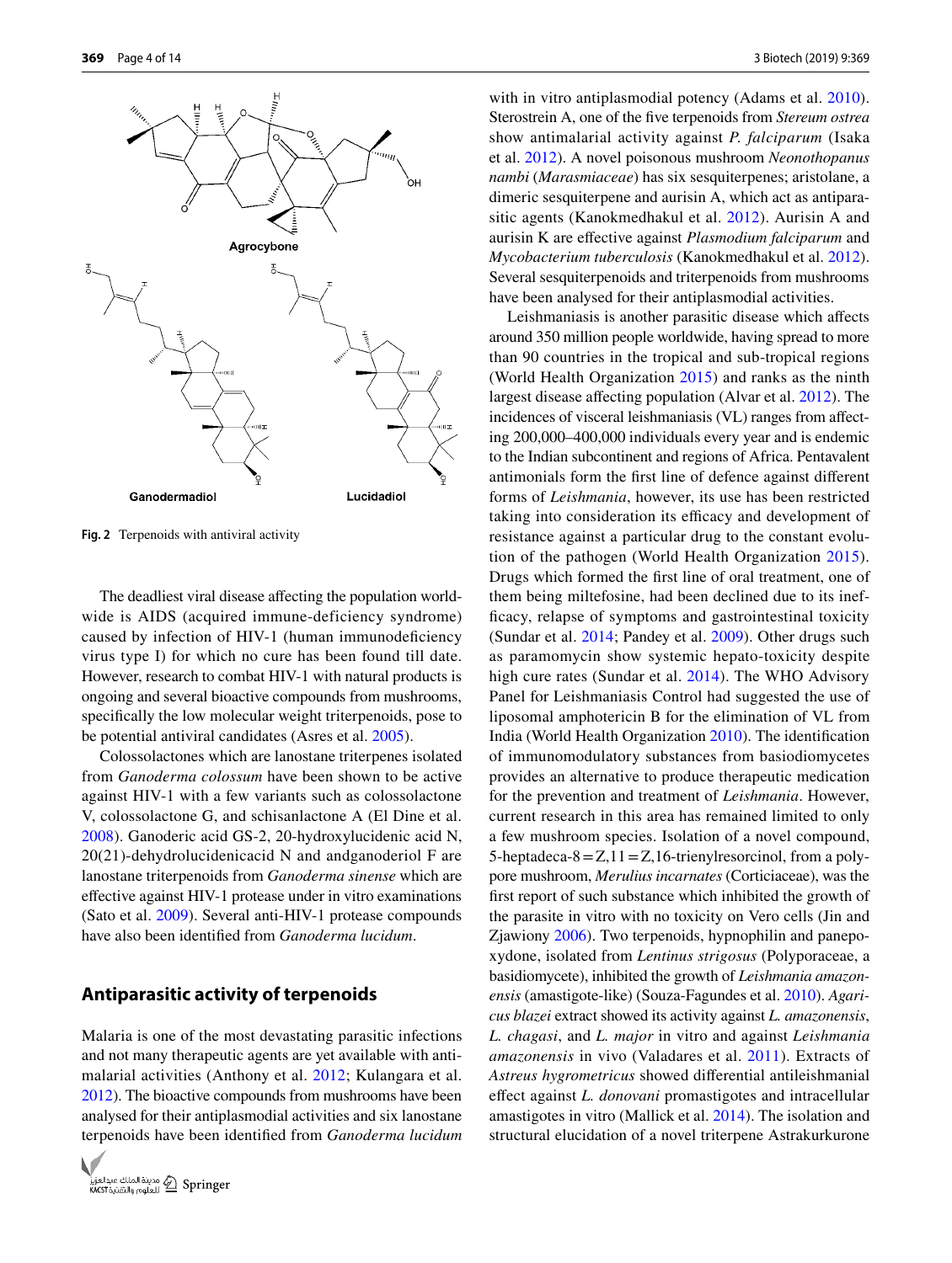Fig. 2 Terpenoids with antiviral activity

The deadliest viral disease affecting the population worldwide is AIDS (acquired immune-deficiency syndrome) caused by infection of HIV-1 (human immunodeficiency virus type I) for which no cure has been found till date. However, research to combat HIV-1 with natural products is ongoing and several bioactive compounds from mushrooms, specifically the low molecular weight triterpenoids, pose to be potential antiviral candidates (Asres et al. 2005).

Colossolactones which are lanostane triterpenes isolated from *Ganoderma colossum* have been shown to be active against HIV-1 with a few variants such as colossolactone V, colossolactone G, and schisanlactone A (El Dine et al. 2008). Ganoderic acid GS-2, 20-hydroxylucidenic acid N, 20(21)-dehydrolucidenicacid N and andganoderiol F are lanostane triterpenoids from *Ganoderma sinense* which are effective against HIV-1 protease under in vitro examinations (Sato et al. 2009). Several anti-HIV-1 protease compounds have also been identified from *Ganoderma lucidum*.

## Antiparasitic activity of terpenoids

Malaria is one of the most devastating parasitic infections and not many therapeutic agents are yet available with antimalarial activities (Anthony et al. 2012; Kulangara et al. 2012). The bioactive compounds from mushrooms have been analysed for their antiplasmodial activities and six lanostane terpenoids have been identified from *Ganoderma lucidum* with in vitro antiplasmodial potency (Adams et al. 2010). Sterostrein A, one of the five terpenoids from *Stereum ostrea* show antimalarial activity against *P. falciparum* (Isaka et al. 2012). A novel poisonous mushroom *Neonothopanus nambi* (*Marasmiaceae*) has six sesquiterpenes; aristolane, a dimeric sesquiterpene and aurisin A, which act as antiparasitic agents (Kanokmedhakul et al. 2012). Aurisin A and aurisin K are effective against *Plasmodium falciparum* and *Mycobacterium tuberculosis* (Kanokmedhakul et al. 2012). Several sesquiterpenoids and triterpenoids from mushrooms have been analysed for their antiplasmodial activities.

Leishmaniasis is another parasitic disease which affects around 350 million people worldwide, having spread to more than 90 countries in the tropical and sub-tropical regions (World Health Organization 2015) and ranks as the ninth largest disease affecting population (Alvar et al. 2012). The incidences of visceral leishmaniasis (VL) ranges from affecting 200,000–400,000 individuals every year and is endemic to the Indian subcontinent and regions of Africa. Pentavalent antimonials form the first line of defence against different forms of *Leishmania*, however, its use has been restricted taking into consideration its efficacy and development of resistance against a particular drug to the constant evolution of the pathogen (World Health Organization 2015). Drugs which formed the first line of oral treatment, one of them being miltefosine, had been declined due to its inefficacy, relapse of symptoms and gastrointestinal toxicity (Sundar et al. 2014; Pandey et al. 2009). Other drugs such as paramomycin show systemic hepato-toxicity despite high cure rates (Sundar et al. 2014). The WHO Advisory Panel for Leishmaniasis Control had suggested the use of liposomal amphotericin B for the elimination of VL from India (World Health Organization 2010). The identification of immunomodulatory substances from basiodiomycetes provides an alternative to produce therapeutic medication for the prevention and treatment of *Leishmania*. However, current research in this area has remained limited to only a few mushroom species. Isolation of a novel compound, 5-heptadeca-8 = Z,11 = Z,16-trienylresorcinol, from a polypore mushroom, *Merulius incarnates* (Corticiaceae), was the first report of such substance which inhibited the growth of the parasite in vitro with no toxicity on Vero cells (Jin and Zjawiony 2006). Two terpenoids, hypnophilin and panepoxydone, isolated from *Lentinus strigosus* (Polyporaceae, a basidiomycete), inhibited the growth of *Leishmania amazonensis* (amastigote-like) (Souza-Fagundes et al. 2010). *Agaricus blazei* extract showed its activity against *L. amazonensis*, *L. chagasi*, and *L. major* in vitro and against *Leishmania amazonensis* in vivo (Valadares et al. 2011). Extracts of *Astreus hygrometricus* showed differential antileishmanial effect against *L. donovani* promastigotes and intracellular amastigotes in vitro (Mallick et al. 2014). The isolation and structural elucidation of a novel triterpene Astrakurkurone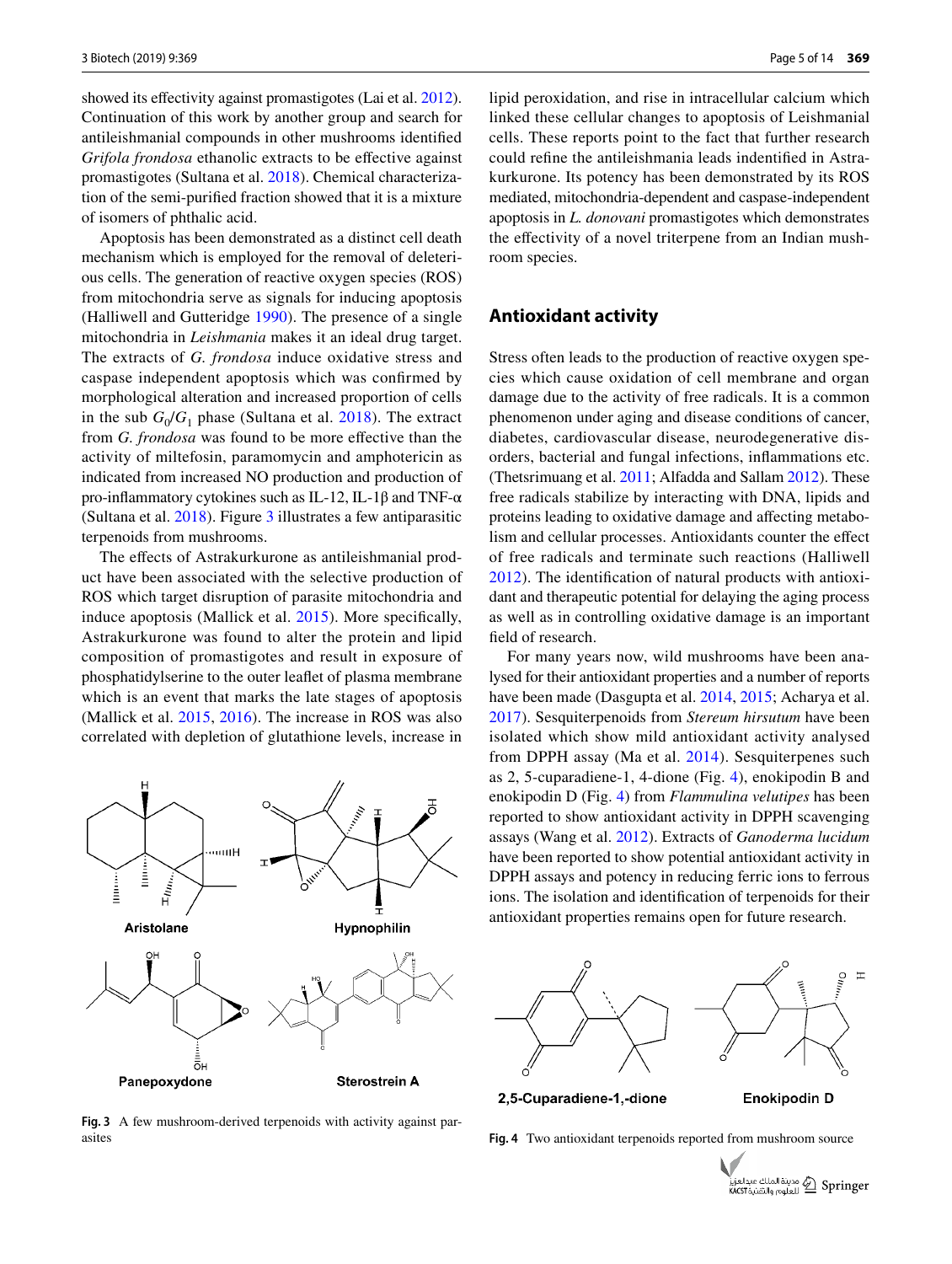showed its effectivity against promastigotes (Lai et al. 2012). Continuation of this work by another group and search for antileishmanial compounds in other mushrooms identified *Grifola frondosa* ethanolic extracts to be effective against promastigotes (Sultana et al. 2018). Chemical characterization of the semi-purified fraction showed that it is a mixture of isomers of phthalic acid.

Apoptosis has been demonstrated as a distinct cell death mechanism which is employed for the removal of deleterious cells. The generation of reactive oxygen species (ROS) from mitochondria serve as signals for inducing apoptosis (Halliwell and Gutteridge 1990). The presence of a single mitochondria in *Leishmania* makes it an ideal drug target. The extracts of *G. frondosa* induce oxidative stress and caspase independent apoptosis which was confirmed by morphological alteration and increased proportion of cells in the sub $G_0/G_1$ phase (Sultana et al. 2018). The extract from *G. frondosa* was found to be more effective than the activity of miltefosin, paramomycin and amphotericin as indicated from increased NO production and production of pro-inflammatory cytokines such as IL-12, IL-1β and TNF-α (Sultana et al. 2018). Figure 3 illustrates a few antiparasitic terpenoids from mushrooms.

The effects of Astrakurkurone as antileishmanial product have been associated with the selective production of ROS which target disruption of parasite mitochondria and induce apoptosis (Mallick et al. 2015). More specifically, Astrakurkurone was found to alter the protein and lipid composition of promastigotes and result in exposure of phosphatidylserine to the outer leaflet of plasma membrane which is an event that marks the late stages of apoptosis (Mallick et al. 2015, 2016). The increase in ROS was also correlated with depletion of glutathione levels, increase in lipid peroxidation, and rise in intracellular calcium which linked these cellular changes to apoptosis of Leishmanial cells. These reports point to the fact that further research could refine the antileishmania leads indentified in Astrakurkurone. Its potency has been demonstrated by its ROS mediated, mitochondria-dependent and caspase-independent apoptosis in *L. donovani* promastigotes which demonstrates the effectivity of a novel triterpene from an Indian mushroom species.

Fig. 3 A few mushroom-derived terpenoids with activity against parasites

## Antioxidant activity

Stress often leads to the production of reactive oxygen species which cause oxidation of cell membrane and organ damage due to the activity of free radicals. It is a common phenomenon under aging and disease conditions of cancer, diabetes, cardiovascular disease, neurodegenerative disorders, bacterial and fungal infections, inflammations etc. (Thetsrimuang et al. 2011; Alfadda and Sallam 2012). These free radicals stabilize by interacting with DNA, lipids and proteins leading to oxidative damage and affecting metabolism and cellular processes. Antioxidants counter the effect of free radicals and terminate such reactions (Halliwell 2012). The identification of natural products with antioxidant and therapeutic potential for delaying the aging process as well as in controlling oxidative damage is an important field of research.

For many years now, wild mushrooms have been analysed for their antioxidant properties and a number of reports have been made (Dasgupta et al. 2014, 2015; Acharya et al. 2017). Sesquiterpenoids from *Stereum hirsutum* have been isolated which show mild antioxidant activity analysed from DPPH assay (Ma et al. 2014). Sesquiterpenes such as 2, 5-cuparadiene-1, 4-dione (Fig. 4), enokipodin B and enokipodin D (Fig. 4) from *Flammulina velutipes* has been reported to show antioxidant activity in DPPH scavenging assays (Wang et al. 2012). Extracts of *Ganoderma lucidum* have been reported to show potential antioxidant activity in DPPH assays and potency in reducing ferric ions to ferrous ions. The isolation and identification of terpenoids for their antioxidant properties remains open for future research.

Fig. 4 Two antioxidant terpenoids reported from mushroom source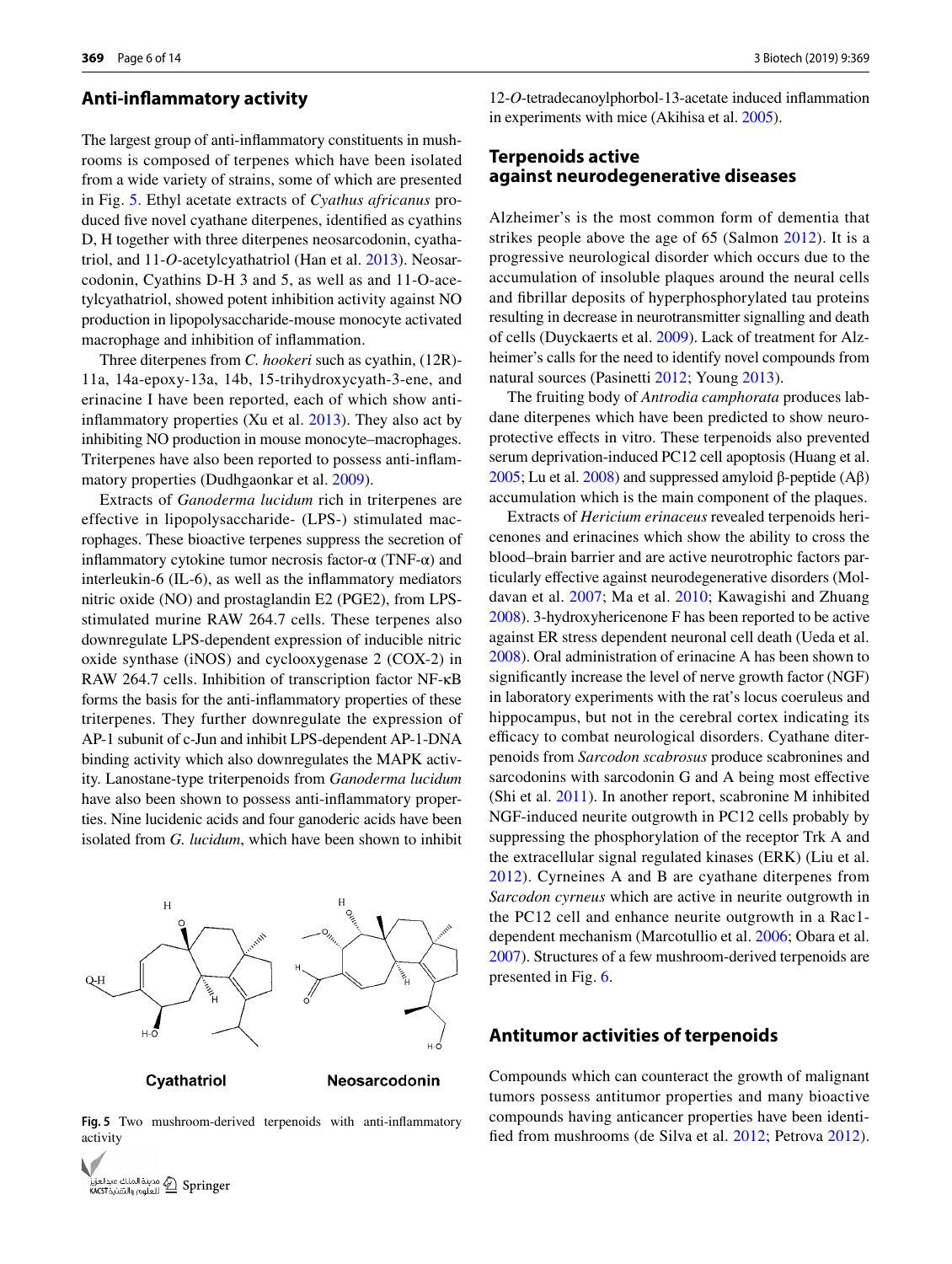## Anti-inflammatory activity

The largest group of anti-inflammatory constituents in mushrooms is composed of terpenes which have been isolated from a wide variety of strains, some of which are presented in Fig. 5. Ethyl acetate extracts of *Cyathus africanus* produced five novel cyathane diterpenes, identified as cyathins D, H together with three diterpenes neosarcodonin, cyathatriol, and 11-*O*-acetylcyathatriol (Han et al. 2013). Neosarcodonin, Cyathins D-H 3 and 5, as well as and 11-O-acetylcyathatriol, showed potent inhibition activity against NO production in lipopolysaccharide-mouse monocyte activated macrophage and inhibition of inflammation.

Three diterpenes from *C. hookeri* such as cyathin, (12R)-11a, 14a-epoxy-13a, 14b, 15-trihydroxycyath-3-ene, and erinacine I have been reported, each of which show anti-inflammatory properties (Xu et al. 2013). They also act by inhibiting NO production in mouse monocyte–macrophages. Triterpenes have also been reported to possess anti-inflammatory properties (Dudhgaonkar et al. 2009).

Extracts of *Ganoderma lucidum* rich in triterpenes are effective in lipopolysaccharide- (LPS-) stimulated macrophages. These bioactive terpenes suppress the secretion of inflammatory cytokine tumor necrosis factor-α (TNF-α) and interleukin-6 (IL-6), as well as the inflammatory mediators nitric oxide (NO) and prostaglandin E2 (PGE2), from LPS-stimulated murine RAW 264.7 cells. These terpenes also downregulate LPS-dependent expression of inducible nitric oxide synthase (iNOS) and cyclooxygenase 2 (COX-2) in RAW 264.7 cells. Inhibition of transcription factor NF-κB forms the basis for the anti-inflammatory properties of these triterpenes. They further downregulate the expression of AP-1 subunit of c-Jun and inhibit LPS-dependent AP-1-DNA binding activity which also downregulates the MAPK activity. Lanostane-type triterpenoids from *Ganoderma lucidum* have also been shown to possess anti-inflammatory properties. Nine lucidenic acids and four ganoderic acids have been isolated from *G. lucidum*, which have been shown to inhibit 12-*O*-tetradecanoylphorbol-13-acetate induced inflammation in experiments with mice (Akihisa et al. 2005).

Cyathatriol    Neosarcodonin

**Fig. 5** Two mushroom-derived terpenoids with anti-inflammatory activity

## Terpenoids active against neurodegenerative diseases

Alzheimer's is the most common form of dementia that strikes people above the age of 65 (Salmon 2012). It is a progressive neurological disorder which occurs due to the accumulation of insoluble plaques around the neural cells and fibrillar deposits of hyperphosphorylated tau proteins resulting in decrease in neurotransmitter signalling and death of cells (Duyckaerts et al. 2009). Lack of treatment for Alzheimer's calls for the need to identify novel compounds from natural sources (Pasinetti 2012; Young 2013).

The fruiting body of *Antrodia camphorata* produces labdane diterpenes which have been predicted to show neuroprotective effects in vitro. These terpenoids also prevented serum deprivation-induced PC12 cell apoptosis (Huang et al. 2005; Lu et al. 2008) and suppressed amyloid β-peptide (Aβ) accumulation which is the main component of the plaques.

Extracts of *Hericium erinaceus* revealed terpenoids hericenones and erinacines which show the ability to cross the blood–brain barrier and are active neurotrophic factors particularly effective against neurodegenerative disorders (Moldavan et al. 2007; Ma et al. 2010; Kawagishi and Zhuang 2008). 3-hydroxyhericenone F has been reported to be active against ER stress dependent neuronal cell death (Ueda et al. 2008). Oral administration of erinacine A has been shown to significantly increase the level of nerve growth factor (NGF) in laboratory experiments with the rat's locus coeruleus and hippocampus, but not in the cerebral cortex indicating its efficacy to combat neurological disorders. Cyathane diterpenoids from *Sarcodon scabrosus* produce scabronines and sarcodonins with sarcodonin G and A being most effective (Shi et al. 2011). In another report, scabronine M inhibited NGF-induced neurite outgrowth in PC12 cells probably by suppressing the phosphorylation of the receptor Trk A and the extracellular signal regulated kinases (ERK) (Liu et al. 2012). Cyrneines A and B are cyathane diterpenes from *Sarcodon cyrneus* which are active in neurite outgrowth in the PC12 cell and enhance neurite outgrowth in a Rac1-dependent mechanism (Marcotullio et al. 2006; Obara et al. 2007). Structures of a few mushroom-derived terpenoids are presented in Fig. 6.

## Antitumor activities of terpenoids

Compounds which can counteract the growth of malignant tumors possess antitumor properties and many bioactive compounds having anticancer properties have been identified from mushrooms (de Silva et al. 2012; Petrova 2012).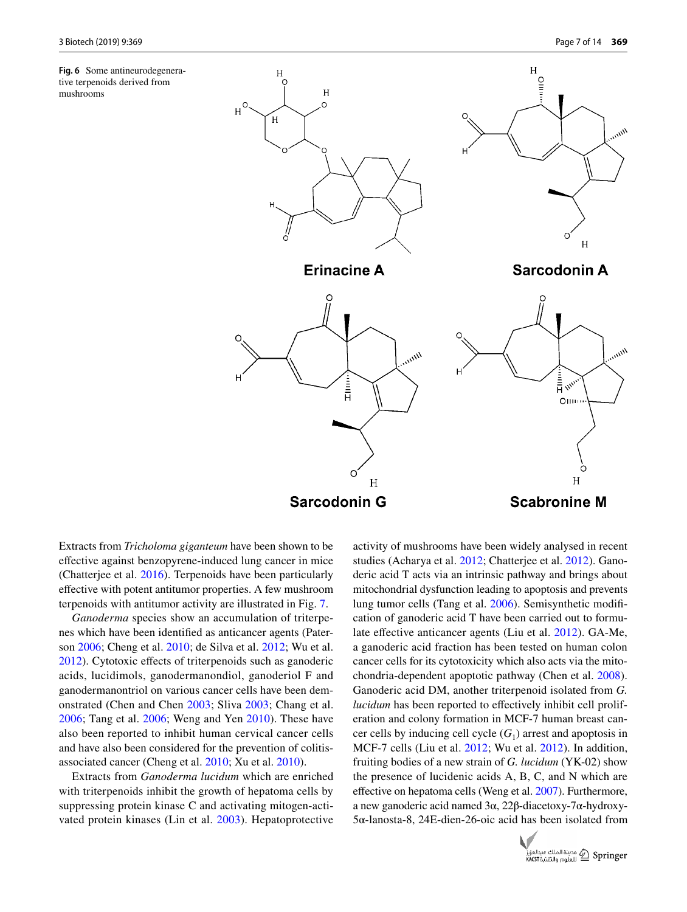Fig. 6 Some antineurodegenerative terpenoids derived from mushrooms

Erinacine A

Sarcodonin A

Sarcodonin G

Scabronine M

Extracts from *Tricholoma giganteum* have been shown to be effective against benzopyrene-induced lung cancer in mice (Chatterjee et al. 2016). Terpenoids have been particularly effective with potent antitumor properties. A few mushroom terpenoids with antitumor activity are illustrated in Fig. 7.

*Ganoderma* species show an accumulation of triterpenes which have been identified as anticancer agents (Paterson 2006; Cheng et al. 2010; de Silva et al. 2012; Wu et al. 2012). Cytotoxic effects of triterpenoids such as ganoderic acids, lucidimols, ganodermanondiol, ganoderiol F and ganodermanontriol on various cancer cells have been demonstrated (Chen and Chen 2003; Sliva 2003; Chang et al. 2006; Tang et al. 2006; Weng and Yen 2010). These have also been reported to inhibit human cervical cancer cells and have also been considered for the prevention of colitis-associated cancer (Cheng et al. 2010; Xu et al. 2010).

Extracts from *Ganoderma lucidum* which are enriched with triterpenoids inhibit the growth of hepatoma cells by suppressing protein kinase C and activating mitogen-activated protein kinases (Lin et al. 2003). Hepatoprotective activity of mushrooms have been widely analysed in recent studies (Acharya et al. 2012; Chatterjee et al. 2012). Ganoderic acid T acts via an intrinsic pathway and brings about mitochondrial dysfunction leading to apoptosis and prevents lung tumor cells (Tang et al. 2006). Semisynthetic modification of ganoderic acid T have been carried out to formulate effective anticancer agents (Liu et al. 2012). GA-Me, a ganoderic acid fraction has been tested on human colon cancer cells for its cytotoxicity which also acts via the mitochondria-dependent apoptotic pathway (Chen et al. 2008). Ganoderic acid DM, another triterpenoid isolated from *G. lucidum* has been reported to effectively inhibit cell proliferation and colony formation in MCF-7 human breast cancer cells by inducing cell cycle ($G_1$) arrest and apoptosis in MCF-7 cells (Liu et al. 2012; Wu et al. 2012). In addition, fruiting bodies of a new strain of *G. lucidum* (YK-02) show the presence of lucidenic acids A, B, C, and N which are effective on hepatoma cells (Weng et al. 2007). Furthermore, a new ganoderic acid named 3α, 22β-diacetoxy-7α-hydroxy-5α-lanosta-8, 24E-dien-26-oic acid has been isolated from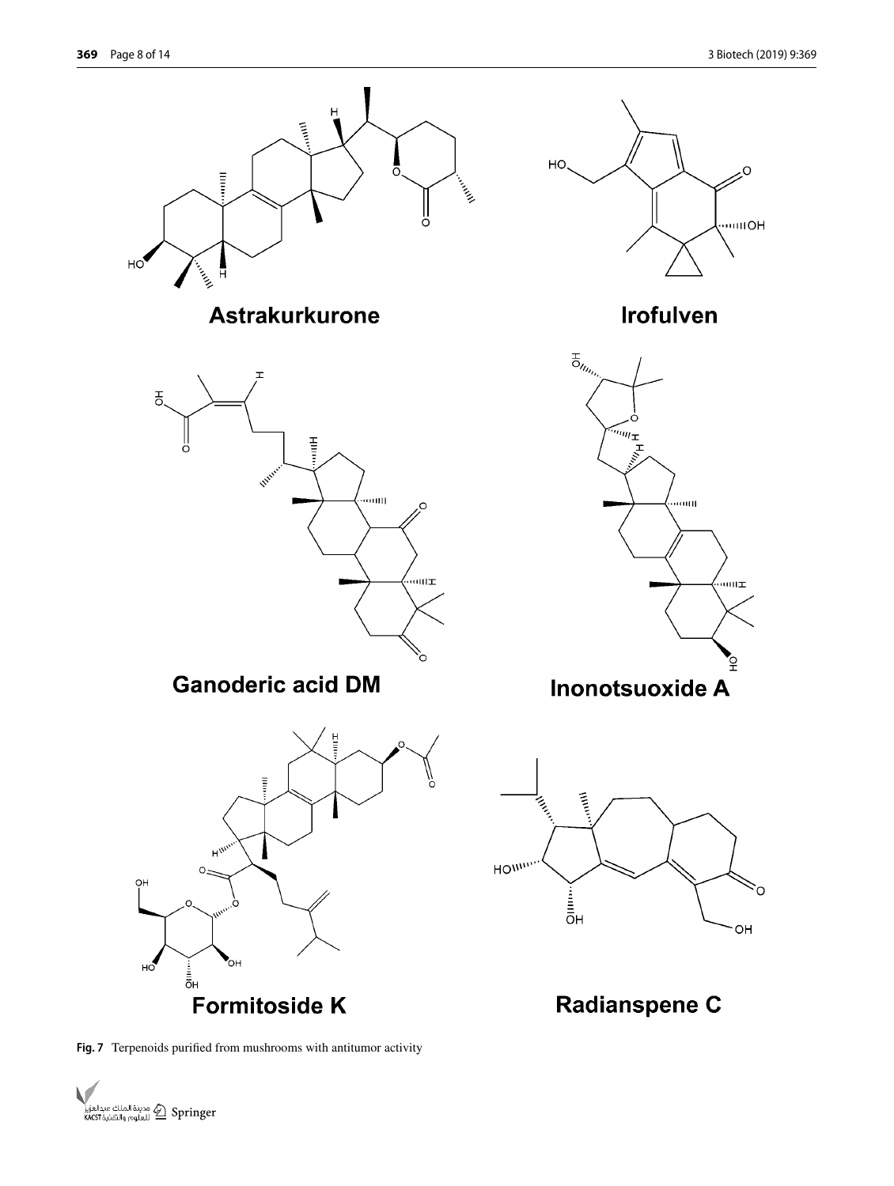Astrakurkurone

Irofulven

Ganoderic acid DM

Inonotsuoxide A

Formitoside K

Radianspene C

**Fig. 7** Terpenoids purified from mushrooms with antitumor activity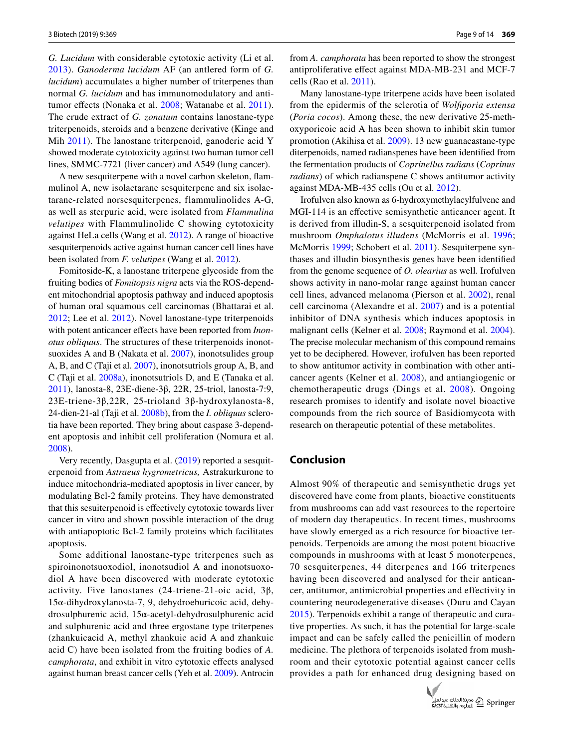*G. Lucidum* with considerable cytotoxic activity (Li et al. 2013). *Ganoderma lucidum* AF (an antlered form of *G. lucidum*) accumulates a higher number of triterpenes than normal *G. lucidum* and has immunomodulatory and antitumor effects (Nonaka et al. 2008; Watanabe et al. 2011). The crude extract of *G. zonatum* contains lanostane-type triterpenoids, steroids and a benzene derivative (Kinge and Mih 2011). The lanostane triterpenoid, ganoderic acid Y showed moderate cytotoxicity against two human tumor cell lines, SMMC-7721 (liver cancer) and A549 (lung cancer).

A new sesquiterpene with a novel carbon skeleton, flammulinol A, new isolactarane sesquiterpene and six isolactarane-related norsesquiterpenes, flammulinolides A-G, as well as sterpuric acid, were isolated from *Flammulina velutipes* with Flammulinolide C showing cytotoxicity against HeLa cells (Wang et al. 2012). A range of bioactive sesquiterpenoids active against human cancer cell lines have been isolated from *F. velutipes* (Wang et al. 2012).

Fomitoside-K, a lanostane triterpene glycoside from the fruiting bodies of *Fomitopsis nigra* acts via the ROS-dependent mitochondrial apoptosis pathway and induced apoptosis of human oral squamous cell carcinomas (Bhattarai et al. 2012; Lee et al. 2012). Novel lanostane-type triterpenoids with potent anticancer effects have been reported from *Inonotus obliquus*. The structures of these triterpenoids inonotsuoxides A and B (Nakata et al. 2007), inonotsulides group A, B, and C (Taji et al. 2007), inonotsutriols group A, B, and C (Taji et al. 2008a), inonotsutriols D, and E (Tanaka et al. 2011), lanosta-8, 23E-diene-3β, 22R, 25-triol, lanosta-7:9, 23E-triene-3β,22R, 25-trioland 3β-hydroxylanosta-8, 24-dien-21-al (Taji et al. 2008b), from the *I. obliquus* sclerotia have been reported. They bring about caspase 3-dependent apoptosis and inhibit cell proliferation (Nomura et al. 2008).

Very recently, Dasgupta et al. (2019) reported a sesquiterpenoid from *Astraeus hygrometricus,* Astrakurkurone to induce mitochondria-mediated apoptosis in liver cancer, by modulating Bcl-2 family proteins. They have demonstrated that this sesuiterpenoid is effectively cytotoxic towards liver cancer in vitro and shown possible interaction of the drug with antiapoptotic Bcl-2 family proteins which facilitates apoptosis.

Some additional lanostane-type triterpenes such as spiroinonotsuoxodiol, inonotsudiol A and inonotsuoxodiol A have been discovered with moderate cytotoxic activity. Five lanostanes (24-triene-21-oic acid, 3β, 15α-dihydroxylanosta-7, 9, dehydroeburicoic acid, dehydrosulphurenic acid, 15α-acetyl-dehydrosulphurenic acid and sulphurenic acid and three ergostane type triterpenes (zhankuicacid A, methyl zhankuic acid A and zhankuic acid C) have been isolated from the fruiting bodies of *A. camphorata*, and exhibit in vitro cytotoxic effects analysed against human breast cancer cells (Yeh et al. 2009). Antrocin from *A. camphorata* has been reported to show the strongest antiproliferative effect against MDA-MB-231 and MCF-7 cells (Rao et al. 2011).

Many lanostane-type triterpene acids have been isolated from the epidermis of the sclerotia of *Wolfiporia extensa* (*Poria cocos*). Among these, the new derivative 25-methoxyporicoic acid A has been shown to inhibit skin tumor promotion (Akihisa et al. 2009). 13 new guanacastane-type diterpenoids, named radianspenes have been identified from the fermentation products of *Coprinellus radians* (*Coprinus radians*) of which radianspene C shows antitumor activity against MDA-MB-435 cells (Ou et al. 2012).

Irofulven also known as 6-hydroxymethylacylfulvene and MGI-114 is an effective semisynthetic anticancer agent. It is derived from illudin-S, a sesquiterpenoid isolated from mushroom *Omphalotus illudens* (McMorris et al. 1996; McMorris 1999; Schobert et al. 2011). Sesquiterpene synthases and illudin biosynthesis genes have been identified from the genome sequence of *O. olearius* as well. Irofulven shows activity in nano-molar range against human cancer cell lines, advanced melanoma (Pierson et al. 2002), renal cell carcinoma (Alexandre et al. 2007) and is a potential inhibitor of DNA synthesis which induces apoptosis in malignant cells (Kelner et al. 2008; Raymond et al. 2004). The precise molecular mechanism of this compound remains yet to be deciphered. However, irofulven has been reported to show antitumor activity in combination with other anticancer agents (Kelner et al. 2008), and antiangiogenic or chemotherapeutic drugs (Dings et al. 2008). Ongoing research promises to identify and isolate novel bioactive compounds from the rich source of Basidiomycota with research on therapeutic potential of these metabolites.

## Conclusion

Almost 90% of therapeutic and semisynthetic drugs yet discovered have come from plants, bioactive constituents from mushrooms can add vast resources to the repertoire of modern day therapeutics. In recent times, mushrooms have slowly emerged as a rich resource for bioactive terpenoids. Terpenoids are among the most potent bioactive compounds in mushrooms with at least 5 monoterpenes, 70 sesquiterpenes, 44 diterpenes and 166 triterpenes having been discovered and analysed for their anticancer, antitumor, antimicrobial properties and effectivity in countering neurodegenerative diseases (Duru and Cayan 2015). Terpenoids exhibit a range of therapeutic and curative properties. As such, it has the potential for large-scale impact and can be safely called the penicillin of modern medicine. The plethora of terpenoids isolated from mushroom and their cytotoxic potential against cancer cells provides a path for enhanced drug designing based on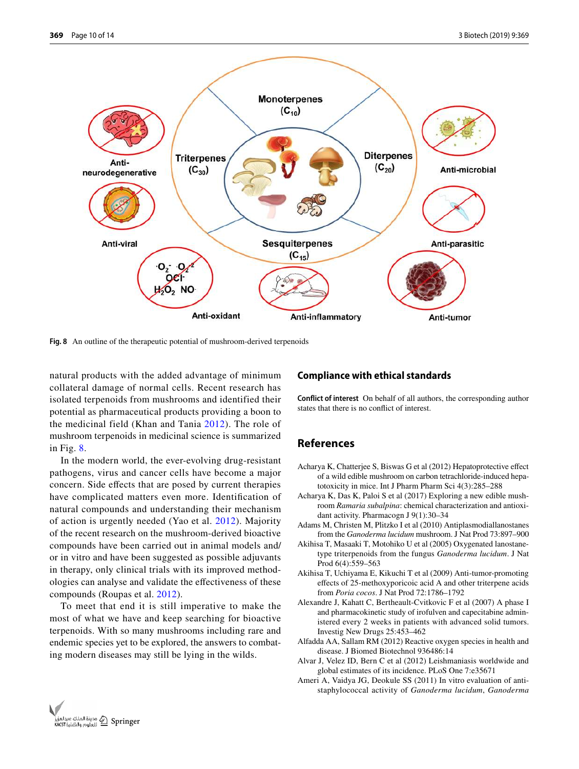Fig. 8 An outline of the therapeutic potential of mushroom-derived terpenoids

natural products with the added advantage of minimum collateral damage of normal cells. Recent research has isolated terpenoids from mushrooms and identified their potential as pharmaceutical products providing a boon to the medicinal field (Khan and Tania 2012). The role of mushroom terpenoids in medicinal science is summarized in Fig. 8.

In the modern world, the ever-evolving drug-resistant pathogens, virus and cancer cells have become a major concern. Side effects that are posed by current therapies have complicated matters even more. Identification of natural compounds and understanding their mechanism of action is urgently needed (Yao et al. 2012). Majority of the recent research on the mushroom-derived bioactive compounds have been carried out in animal models and/or in vitro and have been suggested as possible adjuvants in therapy, only clinical trials with its improved methodologies can analyse and validate the effectiveness of these compounds (Roupas et al. 2012).

To meet that end it is still imperative to make the most of what we have and keep searching for bioactive terpenoids. With so many mushrooms including rare and endemic species yet to be explored, the answers to combating modern diseases may still be lying in the wilds.

## Compliance with ethical standards

**Conflict of interest** On behalf of all authors, the corresponding author states that there is no conflict of interest.

## References

Acharya K, Chatterjee S, Biswas G et al (2012) Hepatoprotective effect of a wild edible mushroom on carbon tetrachloride-induced hepatotoxicity in mice. Int J Pharm Pharm Sci 4(3):285–288

Acharya K, Das K, Paloi S et al (2017) Exploring a new edible mushroom *Ramaria subalpina*: chemical characterization and antioxidant activity. Pharmacogn J 9(1):30–34

Adams M, Christen M, Plitzko I et al (2010) Antiplasmodiallanostanes from the *Ganoderma lucidum* mushroom. J Nat Prod 73:897–900

Akihisa T, Masaaki T, Motohiko U et al (2005) Oxygenated lanostane-type triterpenoids from the fungus *Ganoderma lucidum*. J Nat Prod 6(4):559–563

Akihisa T, Uchiyama E, Kikuchi T et al (2009) Anti-tumor-promoting effects of 25-methoxyporicoic acid A and other triterpene acids from *Poria cocos*. J Nat Prod 72:1786–1792

Alexandre J, Kahatt C, Bertheault-Cvitkovic F et al (2007) A phase I and pharmacokinetic study of irofulven and capecitabine administered every 2 weeks in patients with advanced solid tumors. Investig New Drugs 25:453–462

Alfadda AA, Sallam RM (2012) Reactive oxygen species in health and disease. J Biomed Biotechnol 936486:14

Alvar J, Velez ID, Bern C et al (2012) Leishmaniasis worldwide and global estimates of its incidence. PLoS One 7:e35671

Ameri A, Vaidya JG, Deokule SS (2011) In vitro evaluation of anti-staphylococcal activity of *Ganoderma lucidum*, *Ganoderma*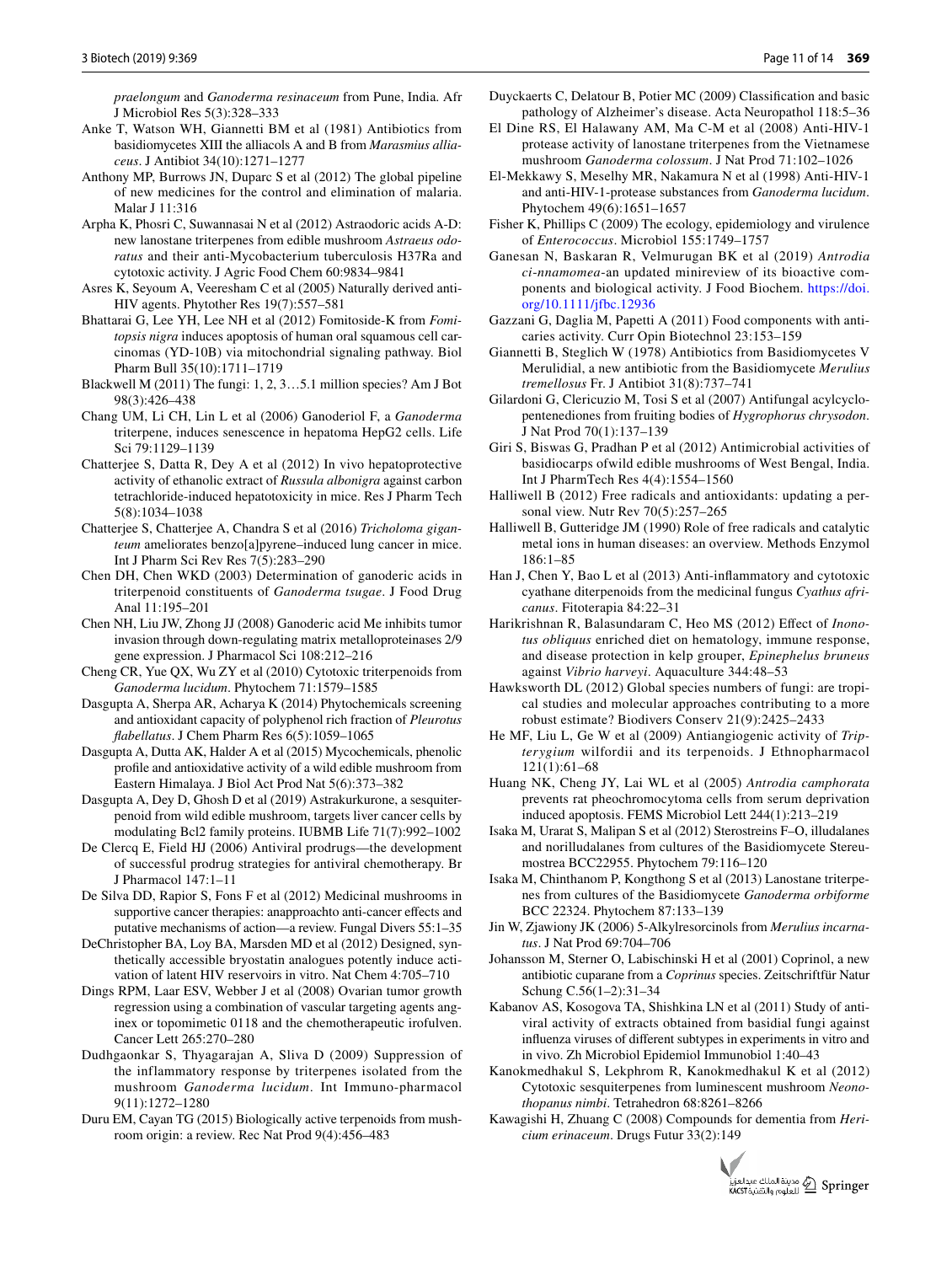*praelongum* and *Ganoderma resinaceum* from Pune, India. Afr J Microbiol Res 5(3):328–333

Anke T, Watson WH, Giannetti BM et al (1981) Antibiotics from basidiomycetes XIII the alliacols A and B from *Marasmius alliaceus*. J Antibiot 34(10):1271–1277

Anthony MP, Burrows JN, Duparc S et al (2012) The global pipeline of new medicines for the control and elimination of malaria. Malar J 11:316

Arpha K, Phosri C, Suwannasai N et al (2012) Astraodoric acids A-D: new lanostane triterpenes from edible mushroom *Astraeus odoratus* and their anti-Mycobacterium tuberculosis H37Ra and cytotoxic activity. J Agric Food Chem 60:9834–9841

Asres K, Seyoum A, Veeresham C et al (2005) Naturally derived anti-HIV agents. Phytother Res 19(7):557–581

Bhattarai G, Lee YH, Lee NH et al (2012) Fomitoside-K from *Fomitopsis nigra* induces apoptosis of human oral squamous cell carcinomas (YD-10B) via mitochondrial signaling pathway. Biol Pharm Bull 35(10):1711–1719

Blackwell M (2011) The fungi: 1, 2, 3…5.1 million species? Am J Bot 98(3):426–438

Chang UM, Li CH, Lin L et al (2006) Ganoderiol F, a *Ganoderma* triterpene, induces senescence in hepatoma HepG2 cells. Life Sci 79:1129–1139

Chatterjee S, Datta R, Dey A et al (2012) In vivo hepatoprotective activity of ethanolic extract of *Russula albonigra* against carbon tetrachloride-induced hepatotoxicity in mice. Res J Pharm Tech 5(8):1034–1038

Chatterjee S, Chatterjee A, Chandra S et al (2016) *Tricholoma giganteum* ameliorates benzo[a]pyrene–induced lung cancer in mice. Int J Pharm Sci Rev Res 7(5):283–290

Chen DH, Chen WKD (2003) Determination of ganoderic acids in triterpenoid constituents of *Ganoderma tsugae*. J Food Drug Anal 11:195–201

Chen NH, Liu JW, Zhong JJ (2008) Ganoderic acid Me inhibits tumor invasion through down-regulating matrix metalloproteinases 2/9 gene expression. J Pharmacol Sci 108:212–216

Cheng CR, Yue QX, Wu ZY et al (2010) Cytotoxic triterpenoids from *Ganoderma lucidum*. Phytochem 71:1579–1585

Dasgupta A, Sherpa AR, Acharya K (2014) Phytochemicals screening and antioxidant capacity of polyphenol rich fraction of *Pleurotus flabellatus*. J Chem Pharm Res 6(5):1059–1065

Dasgupta A, Dutta AK, Halder A et al (2015) Mycochemicals, phenolic profile and antioxidative activity of a wild edible mushroom from Eastern Himalaya. J Biol Act Prod Nat 5(6):373–382

Dasgupta A, Dey D, Ghosh D et al (2019) Astrakurkurone, a sesquiterpenoid from wild edible mushroom, targets liver cancer cells by modulating Bcl2 family proteins. IUBMB Life 71(7):992–1002

De Clercq E, Field HJ (2006) Antiviral prodrugs—the development of successful prodrug strategies for antiviral chemotherapy. Br J Pharmacol 147:1–11

De Silva DD, Rapior S, Fons F et al (2012) Medicinal mushrooms in supportive cancer therapies: anapproachto anti-cancer effects and putative mechanisms of action—a review. Fungal Divers 55:1–35

DeChristopher BA, Loy BA, Marsden MD et al (2012) Designed, synthetically accessible bryostatin analogues potently induce activation of latent HIV reservoirs in vitro. Nat Chem 4:705–710

Dings RPM, Laar ESV, Webber J et al (2008) Ovarian tumor growth regression using a combination of vascular targeting agents anginex or topomimetic 0118 and the chemotherapeutic irofulven. Cancer Lett 265:270–280

Dudhgaonkar S, Thyagarajan A, Sliva D (2009) Suppression of the inflammatory response by triterpenes isolated from the mushroom *Ganoderma lucidum*. Int Immuno-pharmacol 9(11):1272–1280

Duru EM, Cayan TG (2015) Biologically active terpenoids from mushroom origin: a review. Rec Nat Prod 9(4):456–483

Duyckaerts C, Delatour B, Potier MC (2009) Classification and basic pathology of Alzheimer's disease. Acta Neuropathol 118:5–36

El Dine RS, El Halawany AM, Ma C-M et al (2008) Anti-HIV-1 protease activity of lanostane triterpenes from the Vietnamese mushroom *Ganoderma colossum*. J Nat Prod 71:102–1026

El-Mekkawy S, Meselhy MR, Nakamura N et al (1998) Anti-HIV-1 and anti-HIV-1-protease substances from *Ganoderma lucidum*. Phytochem 49(6):1651–1657

Fisher K, Phillips C (2009) The ecology, epidemiology and virulence of *Enterococcus*. Microbiol 155:1749–1757

Ganesan N, Baskaran R, Velmurugan BK et al (2019) *Antrodia ci-nnamomea*-an updated minireview of its bioactive components and biological activity. J Food Biochem. https://doi.org/10.1111/jfbc.12936

Gazzani G, Daglia M, Papetti A (2011) Food components with anticaries activity. Curr Opin Biotechnol 23:153–159

Giannetti B, Steglich W (1978) Antibiotics from Basidiomycetes V Merulidial, a new antibiotic from the Basidiomycete *Merulius tremellosus* Fr. J Antibiot 31(8):737–741

Gilardoni G, Clericuzio M, Tosi S et al (2007) Antifungal acylcyclopentenediones from fruiting bodies of *Hygrophorus chrysodon*. J Nat Prod 70(1):137–139

Giri S, Biswas G, Pradhan P et al (2012) Antimicrobial activities of basidiocarps ofwild edible mushrooms of West Bengal, India. Int J PharmTech Res 4(4):1554–1560

Halliwell B (2012) Free radicals and antioxidants: updating a personal view. Nutr Rev 70(5):257–265

Halliwell B, Gutteridge JM (1990) Role of free radicals and catalytic metal ions in human diseases: an overview. Methods Enzymol 186:1–85

Han J, Chen Y, Bao L et al (2013) Anti-inflammatory and cytotoxic cyathane diterpenoids from the medicinal fungus *Cyathus africanus*. Fitoterapia 84:22–31

Harikrishnan R, Balasundaram C, Heo MS (2012) Effect of *Inonotus obliquus* enriched diet on hematology, immune response, and disease protection in kelp grouper, *Epinephelus bruneus* against *Vibrio harveyi*. Aquaculture 344:48–53

Hawksworth DL (2012) Global species numbers of fungi: are tropical studies and molecular approaches contributing to a more robust estimate? Biodivers Conserv 21(9):2425–2433

He MF, Liu L, Ge W et al (2009) Antiangiogenic activity of *Tripterygium* wilfordii and its terpenoids. J Ethnopharmacol 121(1):61–68

Huang NK, Cheng JY, Lai WL et al (2005) *Antrodia camphorata* prevents rat pheochromocytoma cells from serum deprivation induced apoptosis. FEMS Microbiol Lett 244(1):213–219

Isaka M, Urarat S, Malipan S et al (2012) Sterostreins F–O, illudalanes and norilludalanes from cultures of the Basidiomycete Stereumostrea BCC22955. Phytochem 79:116–120

Isaka M, Chinthanom P, Kongthong S et al (2013) Lanostane triterpenes from cultures of the Basidiomycete *Ganoderma orbiforme* BCC 22324. Phytochem 87:133–139

Jin W, Zjawiony JK (2006) 5-Alkylresorcinols from *Merulius incarnatus*. J Nat Prod 69:704–706

Johansson M, Sterner O, Labischinski H et al (2001) Coprinol, a new antibiotic cuparane from a *Coprinus* species. Zeitschriftfür Natur Schung C.56(1–2):31–34

Kabanov AS, Kosogova TA, Shishkina LN et al (2011) Study of antiviral activity of extracts obtained from basidial fungi against influenza viruses of different subtypes in experiments in vitro and in vivo. Zh Microbiol Epidemiol Immunobiol 1:40–43

Kanokmedhakul S, Lekphrom R, Kanokmedhakul K et al (2012) Cytotoxic sesquiterpenes from luminescent mushroom *Neonothopanus nimbi*. Tetrahedron 68:8261–8266

Kawagishi H, Zhuang C (2008) Compounds for dementia from *Hericium erinaceum*. Drugs Futur 33(2):149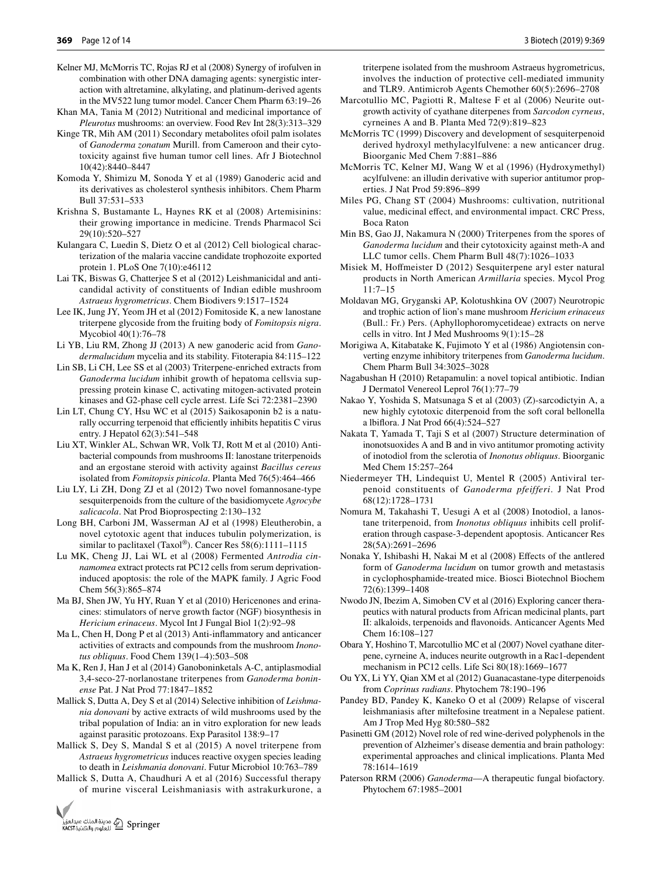Kelner MJ, McMorris TC, Rojas RJ et al (2008) Synergy of irofulven in combination with other DNA damaging agents: synergistic interaction with altretamine, alkylating, and platinum-derived agents in the MV522 lung tumor model. Cancer Chem Pharm 63:19–26

Khan MA, Tania M (2012) Nutritional and medicinal importance of *Pleurotus* mushrooms: an overview. Food Rev Int 28(3):313–329

Kinge TR, Mih AM (2011) Secondary metabolites ofoil palm isolates of *Ganoderma zonatum* Murill. from Cameroon and their cytotoxicity against five human tumor cell lines. Afr J Biotechnol 10(42):8440–8447

Komoda Y, Shimizu M, Sonoda Y et al (1989) Ganoderic acid and its derivatives as cholesterol synthesis inhibitors. Chem Pharm Bull 37:531–533

Krishna S, Bustamante L, Haynes RK et al (2008) Artemisinins: their growing importance in medicine. Trends Pharmacol Sci 29(10):520–527

Kulangara C, Luedin S, Dietz O et al (2012) Cell biological characterization of the malaria vaccine candidate trophozoite exported protein 1. PLoS One 7(10):e46112

Lai TK, Biswas G, Chatterjee S et al (2012) Leishmanicidal and anticandidal activity of constituents of Indian edible mushroom *Astraeus hygrometricus*. Chem Biodivers 9:1517–1524

Lee IK, Jung JY, Yeom JH et al (2012) Fomitoside K, a new lanostane triterpene glycoside from the fruiting body of *Fomitopsis nigra*. Mycobiol 40(1):76–78

Li YB, Liu RM, Zhong JJ (2013) A new ganoderic acid from *Ganodermalucidum* mycelia and its stability. Fitoterapia 84:115–122

Lin SB, Li CH, Lee SS et al (2003) Triterpene-enriched extracts from *Ganoderma lucidum* inhibit growth of hepatoma cellsvia suppressing protein kinase C, activating mitogen-activated protein kinases and G2-phase cell cycle arrest. Life Sci 72:2381–2390

Lin LT, Chung CY, Hsu WC et al (2015) Saikosaponin b2 is a naturally occurring terpenoid that efficiently inhibits hepatitis C virus entry. J Hepatol 62(3):541–548

Liu XT, Winkler AL, Schwan WR, Volk TJ, Rott M et al (2010) Antibacterial compounds from mushrooms II: lanostane triterpenoids and an ergostane steroid with activity against *Bacillus cereus* isolated from *Fomitopsis pinicola*. Planta Med 76(5):464–466

Liu LY, Li ZH, Dong ZJ et al (2012) Two novel fomannosane-type sesquiterpenoids from the culture of the basidiomycete *Agrocybe salicacola*. Nat Prod Bioprospecting 2:130–132

Long BH, Carboni JM, Wasserman AJ et al (1998) Eleutherobin, a novel cytotoxic agent that induces tubulin polymerization, is similar to paclitaxel (Taxol®). Cancer Res 58(6):1111–1115

Lu MK, Cheng JJ, Lai WL et al (2008) Fermented *Antrodia cinnamomea* extract protects rat PC12 cells from serum deprivation-induced apoptosis: the role of the MAPK family. J Agric Food Chem 56(3):865–874

Ma BJ, Shen JW, Yu HY, Ruan Y et al (2010) Hericenones and erinacines: stimulators of nerve growth factor (NGF) biosynthesis in *Hericium erinaceus*. Mycol Int J Fungal Biol 1(2):92–98

Ma L, Chen H, Dong P et al (2013) Anti-inflammatory and anticancer activities of extracts and compounds from the mushroom *Inonotus obliquus*. Food Chem 139(1–4):503–508

Ma K, Ren J, Han J et al (2014) Ganoboninketals A-C, antiplasmodial 3,4-seco-27-norlanostane triterpenes from *Ganoderma boninense* Pat. J Nat Prod 77:1847–1852

Mallick S, Dutta A, Dey S et al (2014) Selective inhibition of *Leishmania donovani* by active extracts of wild mushrooms used by the tribal population of India: an in vitro exploration for new leads against parasitic protozoans. Exp Parasitol 138:9–17

Mallick S, Dey S, Mandal S et al (2015) A novel triterpene from *Astraeus hygrometricus* induces reactive oxygen species leading to death in *Leishmania donovani*. Futur Microbiol 10:763–789

Mallick S, Dutta A, Chaudhuri A et al (2016) Successful therapy of murine visceral Leishmaniasis with astrakurkurone, a triterpene isolated from the mushroom Astraeus hygrometricus, involves the induction of protective cell-mediated immunity and TLR9. Antimicrob Agents Chemother 60(5):2696–2708

Marcotullio MC, Pagiotti R, Maltese F et al (2006) Neurite outgrowth activity of cyathane diterpenes from *Sarcodon cyrneus*, cyrneines A and B. Planta Med 72(9):819–823

McMorris TC (1999) Discovery and development of sesquiterpenoid derived hydroxyl methylacylfulvene: a new anticancer drug. Bioorganic Med Chem 7:881–886

McMorris TC, Kelner MJ, Wang W et al (1996) (Hydroxymethyl) acylfulvene: an illudin derivative with superior antitumor properties. J Nat Prod 59:896–899

Miles PG, Chang ST (2004) Mushrooms: cultivation, nutritional value, medicinal effect, and environmental impact. CRC Press, Boca Raton

Min BS, Gao JJ, Nakamura N (2000) Triterpenes from the spores of *Ganoderma lucidum* and their cytotoxicity against meth-A and LLC tumor cells. Chem Pharm Bull 48(7):1026–1033

Misiek M, Hoffmeister D (2012) Sesquiterpene aryl ester natural products in North American *Armillaria* species. Mycol Prog 11:7–15

Moldavan MG, Gryganski AP, Kolotushkina OV (2007) Neurotropic and trophic action of lion's mane mushroom *Hericium erinaceus* (Bull.: Fr.) Pers. (Aphyllophoromycetideae) extracts on nerve cells in vitro. Int J Med Mushrooms 9(1):15–28

Morigiwa A, Kitabatake K, Fujimoto Y et al (1986) Angiotensin converting enzyme inhibitory triterpenes from *Ganoderma lucidum*. Chem Pharm Bull 34:3025–3028

Nagabushan H (2010) Retapamulin: a novel topical antibiotic. Indian J Dermatol Venereol Leprol 76(1):77–79

Nakao Y, Yoshida S, Matsunaga S et al (2003) (Z)-sarcodictyin A, a new highly cytotoxic diterpenoid from the soft coral bellonella a lbiflora. J Nat Prod 66(4):524–527

Nakata T, Yamada T, Taji S et al (2007) Structure determination of inonotsuoxides A and B and in vivo antitumor promoting activity of inotodiol from the sclerotia of *Inonotus obliquus*. Bioorganic Med Chem 15:257–264

Niedermeyer TH, Lindequist U, Mentel R (2005) Antiviral terpenoid constituents of *Ganoderma pfeifferi*. J Nat Prod 68(12):1728–1731

Nomura M, Takahashi T, Uesugi A et al (2008) Inotodiol, a lanostane triterpenoid, from *Inonotus obliquus* inhibits cell proliferation through caspase-3-dependent apoptosis. Anticancer Res 28(5A):2691–2696

Nonaka Y, Ishibashi H, Nakai M et al (2008) Effects of the antlered form of *Ganoderma lucidum* on tumor growth and metastasis in cyclophosphamide-treated mice. Biosci Biotechnol Biochem 72(6):1399–1408

Nwodo JN, Ibezim A, Simoben CV et al (2016) Exploring cancer therapeutics with natural products from African medicinal plants, part II: alkaloids, terpenoids and flavonoids. Anticancer Agents Med Chem 16:108–127

Obara Y, Hoshino T, Marcotullio MC et al (2007) Novel cyathane diterpene, cyrneine A, induces neurite outgrowth in a Rac1-dependent mechanism in PC12 cells. Life Sci 80(18):1669–1677

Ou YX, Li YY, Qian XM et al (2012) Guanacastane-type diterpenoids from *Coprinus radians*. Phytochem 78:190–196

Pandey BD, Pandey K, Kaneko O et al (2009) Relapse of visceral leishmaniasis after miltefosine treatment in a Nepalese patient. Am J Trop Med Hyg 80:580–582

Pasinetti GM (2012) Novel role of red wine-derived polyphenols in the prevention of Alzheimer's disease dementia and brain pathology: experimental approaches and clinical implications. Planta Med 78:1614–1619

Paterson RRM (2006) *Ganoderma*—A therapeutic fungal biofactory. Phytochem 67:1985–2001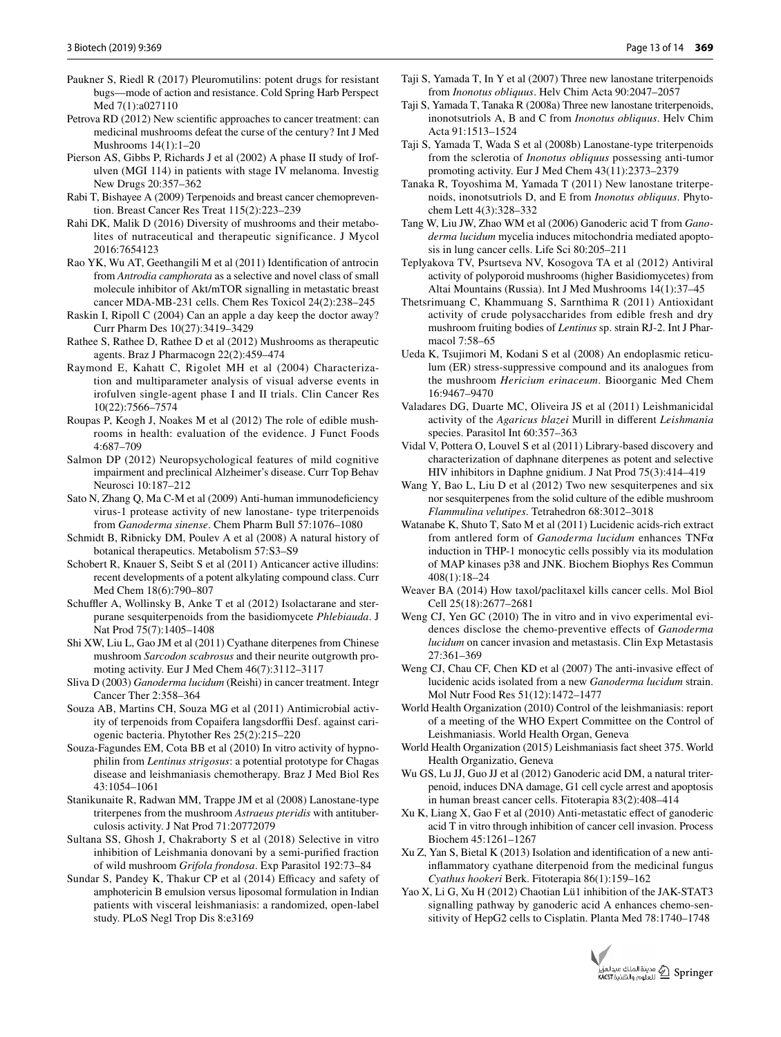Paukner S, Riedl R (2017) Pleuromutilins: potent drugs for resistant bugs—mode of action and resistance. Cold Spring Harb Perspect Med 7(1):a027110

Petrova RD (2012) New scientific approaches to cancer treatment: can medicinal mushrooms defeat the curse of the century? Int J Med Mushrooms 14(1):1–20

Pierson AS, Gibbs P, Richards J et al (2002) A phase II study of Irofulven (MGI 114) in patients with stage IV melanoma. Investig New Drugs 20:357–362

Rabi T, Bishayee A (2009) Terpenoids and breast cancer chemoprevention. Breast Cancer Res Treat 115(2):223–239

Rahi DK, Malik D (2016) Diversity of mushrooms and their metabolites of nutraceutical and therapeutic significance. J Mycol 2016:7654123

Rao YK, Wu AT, Geethangili M et al (2011) Identification of antrocin from *Antrodia camphorata* as a selective and novel class of small molecule inhibitor of Akt/mTOR signalling in metastatic breast cancer MDA-MB-231 cells. Chem Res Toxicol 24(2):238–245

Raskin I, Ripoll C (2004) Can an apple a day keep the doctor away? Curr Pharm Des 10(27):3419–3429

Rathee S, Rathee D, Rathee D et al (2012) Mushrooms as therapeutic agents. Braz J Pharmacogn 22(2):459–474

Raymond E, Kahatt C, Rigolet MH et al (2004) Characterization and multiparameter analysis of visual adverse events in irofulven single-agent phase I and II trials. Clin Cancer Res 10(22):7566–7574

Roupas P, Keogh J, Noakes M et al (2012) The role of edible mushrooms in health: evaluation of the evidence. J Funct Foods 4:687–709

Salmon DP (2012) Neuropsychological features of mild cognitive impairment and preclinical Alzheimer's disease. Curr Top Behav Neurosci 10:187–212

Sato N, Zhang Q, Ma C-M et al (2009) Anti-human immunodeficiency virus-1 protease activity of new lanostane- type triterpenoids from *Ganoderma sinense*. Chem Pharm Bull 57:1076–1080

Schmidt B, Ribnicky DM, Poulev A et al (2008) A natural history of botanical therapeutics. Metabolism 57:S3–S9

Schobert R, Knauer S, Seibt S et al (2011) Anticancer active illudins: recent developments of a potent alkylating compound class. Curr Med Chem 18(6):790–807

Schuffler A, Wollinsky B, Anke T et al (2012) Isolactarane and sterpurane sesquiterpenoids from the basidiomycete *Phlebiauda*. J Nat Prod 75(7):1405–1408

Shi XW, Liu L, Gao JM et al (2011) Cyathane diterpenes from Chinese mushroom *Sarcodon scabrosus* and their neurite outgrowth promoting activity. Eur J Med Chem 46(7):3112–3117

Sliva D (2003) *Ganoderma lucidum* (Reishi) in cancer treatment. Integr Cancer Ther 2:358–364

Souza AB, Martins CH, Souza MG et al (2011) Antimicrobial activity of terpenoids from Copaifera langsdorffii Desf. against cariogenic bacteria. Phytother Res 25(2):215–220

Souza-Fagundes EM, Cota BB et al (2010) In vitro activity of hypnophilin from *Lentinus strigosus*: a potential prototype for Chagas disease and leishmaniasis chemotherapy. Braz J Med Biol Res 43:1054–1061

Stanikunaite R, Radwan MM, Trappe JM et al (2008) Lanostane-type triterpenes from the mushroom *Astraeus pteridis* with antituberculosis activity. J Nat Prod 71:20772079

Sultana SS, Ghosh J, Chakraborty S et al (2018) Selective in vitro inhibition of Leishmania donovani by a semi-purified fraction of wild mushroom *Grifola frondosa*. Exp Parasitol 192:73–84

Sundar S, Pandey K, Thakur CP et al (2014) Efficacy and safety of amphotericin B emulsion versus liposomal formulation in Indian patients with visceral leishmaniasis: a randomized, open-label study. PLoS Negl Trop Dis 8:e3169

Taji S, Yamada T, In Y et al (2007) Three new lanostane triterpenoids from *Inonotus obliquus*. Helv Chim Acta 90:2047–2057

Taji S, Yamada T, Tanaka R (2008a) Three new lanostane triterpenoids, inonotsutriols A, B and C from *Inonotus obliquus*. Helv Chim Acta 91:1513–1524

Taji S, Yamada T, Wada S et al (2008b) Lanostane-type triterpenoids from the sclerotia of *Inonotus obliquus* possessing anti-tumor promoting activity. Eur J Med Chem 43(11):2373–2379

Tanaka R, Toyoshima M, Yamada T (2011) New lanostane triterpenoids, inonotsutriols D, and E from *Inonotus obliquus*. Phytochem Lett 4(3):328–332

Tang W, Liu JW, Zhao WM et al (2006) Ganoderic acid T from *Ganoderma lucidum* mycelia induces mitochondria mediated apoptosis in lung cancer cells. Life Sci 80:205–211

Teplyakova TV, Psurtseva NV, Kosogova TA et al (2012) Antiviral activity of polyporoid mushrooms (higher Basidiomycetes) from Altai Mountains (Russia). Int J Med Mushrooms 14(1):37–45

Thetsrimuang C, Khammuang S, Sarnthima R (2011) Antioxidant activity of crude polysaccharides from edible fresh and dry mushroom fruiting bodies of *Lentinus* sp. strain RJ-2. Int J Pharmacol 7:58–65

Ueda K, Tsujimori M, Kodani S et al (2008) An endoplasmic reticulum (ER) stress-suppressive compound and its analogues from the mushroom *Hericium erinaceum*. Bioorganic Med Chem 16:9467–9470

Valadares DG, Duarte MC, Oliveira JS et al (2011) Leishmanicidal activity of the *Agaricus blazei* Murill in different *Leishmania* species. Parasitol Int 60:357–363

Vidal V, Pottera O, Louvel S et al (2011) Library-based discovery and characterization of daphnane diterpenes as potent and selective HIV inhibitors in Daphne gnidium. J Nat Prod 75(3):414–419

Wang Y, Bao L, Liu D et al (2012) Two new sesquiterpenes and six nor sesquiterpenes from the solid culture of the edible mushroom *Flammulina velutipes*. Tetrahedron 68:3012–3018

Watanabe K, Shuto T, Sato M et al (2011) Lucidenic acids-rich extract from antlered form of *Ganoderma lucidum* enhances TNFα induction in THP-1 monocytic cells possibly via its modulation of MAP kinases p38 and JNK. Biochem Biophys Res Commun 408(1):18–24

Weaver BA (2014) How taxol/paclitaxel kills cancer cells. Mol Biol Cell 25(18):2677–2681

Weng CJ, Yen GC (2010) The in vitro and in vivo experimental evidences disclose the chemo-preventive effects of *Ganoderma lucidum* on cancer invasion and metastasis. Clin Exp Metastasis 27:361–369

Weng CJ, Chau CF, Chen KD et al (2007) The anti-invasive effect of lucidenic acids isolated from a new *Ganoderma lucidum* strain. Mol Nutr Food Res 51(12):1472–1477

World Health Organization (2010) Control of the leishmaniasis: report of a meeting of the WHO Expert Committee on the Control of Leishmaniasis. World Health Organ, Geneva

World Health Organization (2015) Leishmaniasis fact sheet 375. World Health Organizatio, Geneva

Wu GS, Lu JJ, Guo JJ et al (2012) Ganoderic acid DM, a natural triterpenoid, induces DNA damage, G1 cell cycle arrest and apoptosis in human breast cancer cells. Fitoterapia 83(2):408–414

Xu K, Liang X, Gao F et al (2010) Anti-metastatic effect of ganoderic acid T in vitro through inhibition of cancer cell invasion. Process Biochem 45:1261–1267

Xu Z, Yan S, Bietal K (2013) Isolation and identification of a new anti-inflammatory cyathane diterpenoid from the medicinal fungus *Cyathus hookeri* Berk. Fitoterapia 86(1):159–162

Yao X, Li G, Xu H (2012) Chaotian Lü1 inhibition of the JAK-STAT3 signalling pathway by ganoderic acid A enhances chemo-sensitivity of HepG2 cells to Cisplatin. Planta Med 78:1740–1748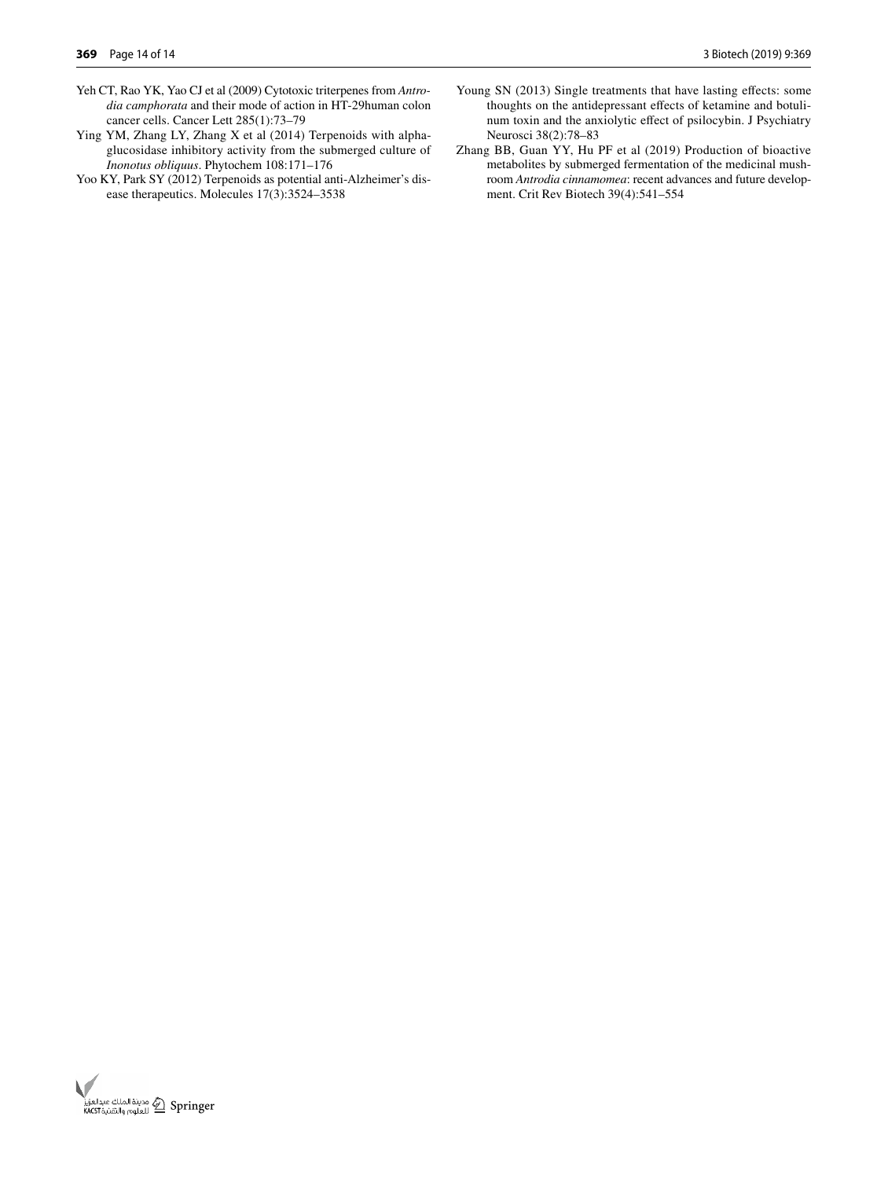Yeh CT, Rao YK, Yao CJ et al (2009) Cytotoxic triterpenes from *Antrodia camphorata* and their mode of action in HT-29human colon cancer cells. Cancer Lett 285(1):73–79

Ying YM, Zhang LY, Zhang X et al (2014) Terpenoids with alpha-glucosidase inhibitory activity from the submerged culture of *Inonotus obliquus*. Phytochem 108:171–176

Yoo KY, Park SY (2012) Terpenoids as potential anti-Alzheimer's disease therapeutics. Molecules 17(3):3524–3538

Young SN (2013) Single treatments that have lasting effects: some thoughts on the antidepressant effects of ketamine and botulinum toxin and the anxiolytic effect of psilocybin. J Psychiatry Neurosci 38(2):78–83

Zhang BB, Guan YY, Hu PF et al (2019) Production of bioactive metabolites by submerged fermentation of the medicinal mushroom *Antrodia cinnamomea*: recent advances and future development. Crit Rev Biotech 39(4):541–554